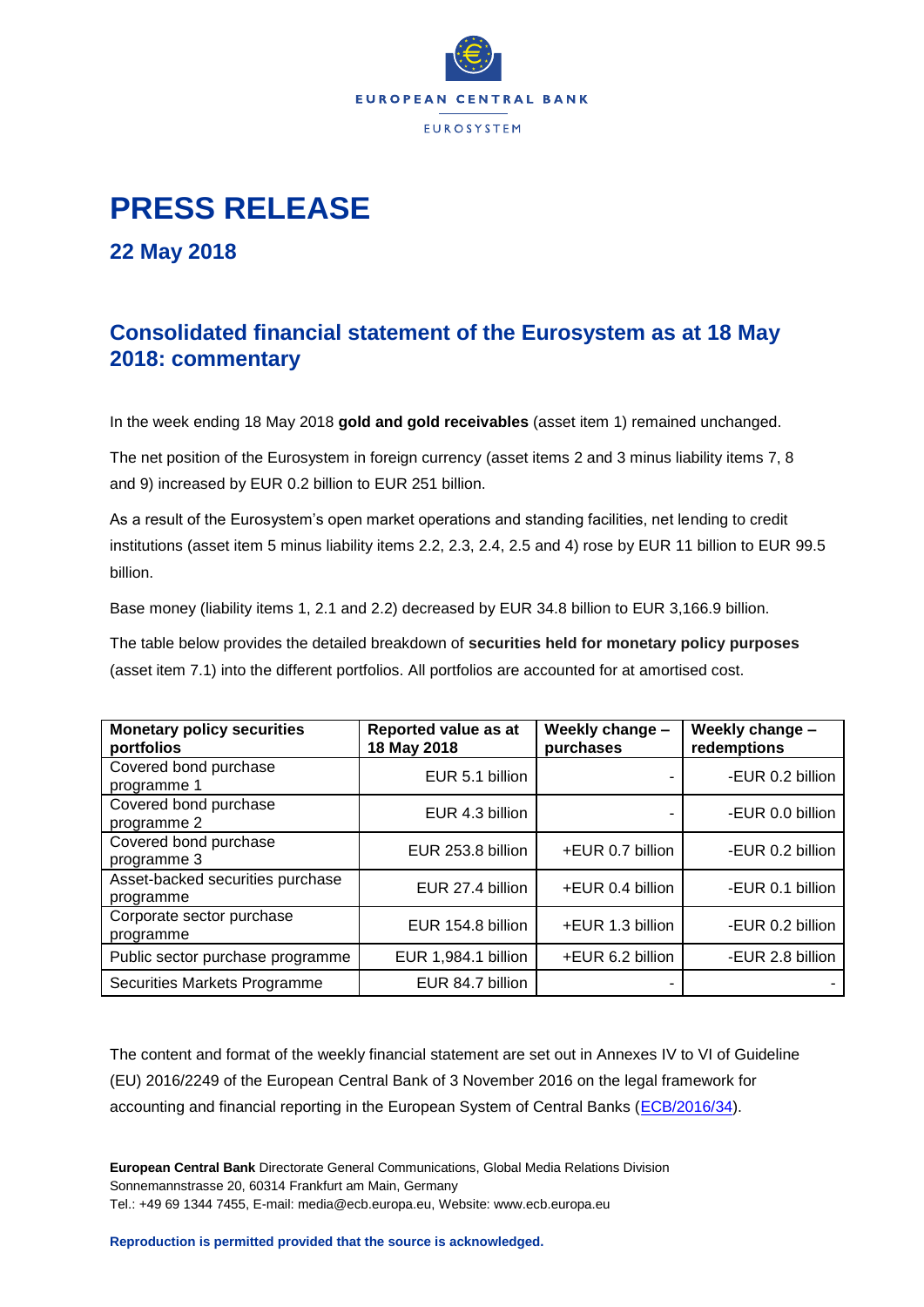EUROPEAN CENTRAL BANK

EUROSYSTEM

# PRESS RELEASE

## 22 May 2018

## Consolidated financial statement of the Eurosystem as at 18 May 2018: commentary

In the week ending 18 May 2018 **gold and gold receivables** (asset item 1) remained unchanged.

The net position of the Eurosystem in foreign currency (asset items 2 and 3 minus liability items 7, 8 and 9) increased by EUR 0.2 billion to EUR 251 billion.

As a result of the Eurosystem's open market operations and standing facilities, net lending to credit institutions (asset item 5 minus liability items 2.2, 2.3, 2.4, 2.5 and 4) rose by EUR 11 billion to EUR 99.5 billion.

Base money (liability items 1, 2.1 and 2.2) decreased by EUR 34.8 billion to EUR 3,166.9 billion.

The table below provides the detailed breakdown of **securities held for monetary policy purposes** (asset item 7.1) into the different portfolios. All portfolios are accounted for at amortised cost.

| Monetary policy securities portfolios | Reported value as at 18 May 2018 | Weekly change – purchases | Weekly change – redemptions |
|---|---|---|---|
| Covered bond purchase programme 1 | EUR 5.1 billion | - | -EUR 0.2 billion |
| Covered bond purchase programme 2 | EUR 4.3 billion | - | -EUR 0.0 billion |
| Covered bond purchase programme 3 | EUR 253.8 billion | +EUR 0.7 billion | -EUR 0.2 billion |
| Asset-backed securities purchase programme | EUR 27.4 billion | +EUR 0.4 billion | -EUR 0.1 billion |
| Corporate sector purchase programme | EUR 154.8 billion | +EUR 1.3 billion | -EUR 0.2 billion |
| Public sector purchase programme | EUR 1,984.1 billion | +EUR 6.2 billion | -EUR 2.8 billion |
| Securities Markets Programme | EUR 84.7 billion | - | - |

The content and format of the weekly financial statement are set out in Annexes IV to VI of Guideline (EU) 2016/2249 of the European Central Bank of 3 November 2016 on the legal framework for accounting and financial reporting in the European System of Central Banks (ECB/2016/34).

**European Central Bank** Directorate General Communications, Global Media Relations Division
Sonnemannstrasse 20, 60314 Frankfurt am Main, Germany
Tel.: +49 69 1344 7455, E-mail: media@ecb.europa.eu, Website: www.ecb.europa.eu

**Reproduction is permitted provided that the source is acknowledged.**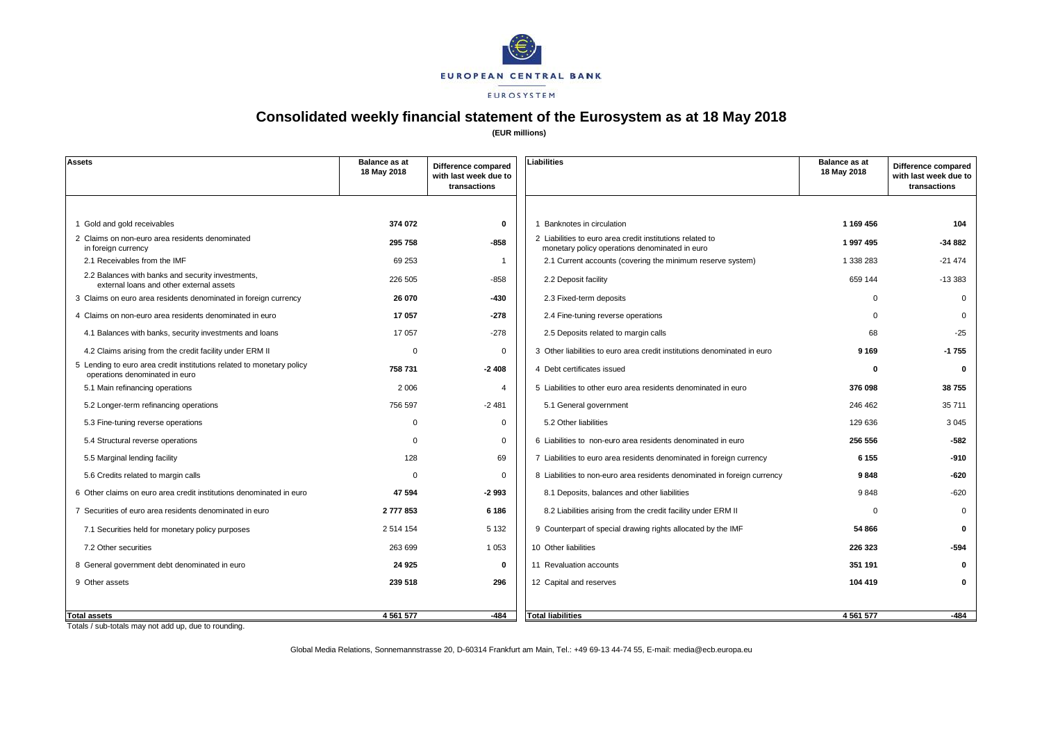EUROPEAN CENTRAL BANK

EUROSYSTEM

# Consolidated weekly financial statement of the Eurosystem as at 18 May 2018

**(EUR millions)**

| Assets | Balance as at 18 May 2018 | Difference compared with last week due to transactions | Liabilities | Balance as at 18 May 2018 | Difference compared with last week due to transactions |
|---|---|---|---|---|---|
| 1 Gold and gold receivables | **374 072** | **0** | 1 Banknotes in circulation | **1 169 456** | **104** |
| 2 Claims on non-euro area residents denominated in foreign currency | **295 758** | **-858** | 2 Liabilities to euro area credit institutions related to monetary policy operations denominated in euro | **1 997 495** | **-34 882** |
| 2.1 Receivables from the IMF | 69 253 | 1 | 2.1 Current accounts (covering the minimum reserve system) | 1 338 283 | -21 474 |
| 2.2 Balances with banks and security investments, external loans and other external assets | 226 505 | -858 | 2.2 Deposit facility | 659 144 | -13 383 |
| 3 Claims on euro area residents denominated in foreign currency | **26 070** | **-430** | 2.3 Fixed-term deposits | 0 | 0 |
| 4 Claims on non-euro area residents denominated in euro | **17 057** | **-278** | 2.4 Fine-tuning reverse operations | 0 | 0 |
| 4.1 Balances with banks, security investments and loans | 17 057 | -278 | 2.5 Deposits related to margin calls | 68 | -25 |
| 4.2 Claims arising from the credit facility under ERM II | 0 | 0 | 3 Other liabilities to euro area credit institutions denominated in euro | **9 169** | **-1 755** |
| 5 Lending to euro area credit institutions related to monetary policy operations denominated in euro | **758 731** | **-2 408** | 4 Debt certificates issued | **0** | **0** |
| 5.1 Main refinancing operations | 2 006 | 4 | 5 Liabilities to other euro area residents denominated in euro | **376 098** | **38 755** |
| 5.2 Longer-term refinancing operations | 756 597 | -2 481 | 5.1 General government | 246 462 | 35 711 |
| 5.3 Fine-tuning reverse operations | 0 | 0 | 5.2 Other liabilities | 129 636 | 3 045 |
| 5.4 Structural reverse operations | 0 | 0 | 6 Liabilities to non-euro area residents denominated in euro | **256 556** | **-582** |
| 5.5 Marginal lending facility | 128 | 69 | 7 Liabilities to euro area residents denominated in foreign currency | **6 155** | **-910** |
| 5.6 Credits related to margin calls | 0 | 0 | 8 Liabilities to non-euro area residents denominated in foreign currency | **9 848** | **-620** |
| 6 Other claims on euro area credit institutions denominated in euro | **47 594** | **-2 993** | 8.1 Deposits, balances and other liabilities | 9 848 | -620 |
| 7 Securities of euro area residents denominated in euro | **2 777 853** | **6 186** | 8.2 Liabilities arising from the credit facility under ERM II | 0 | 0 |
| 7.1 Securities held for monetary policy purposes | 2 514 154 | 5 132 | 9 Counterpart of special drawing rights allocated by the IMF | **54 866** | **0** |
| 7.2 Other securities | 263 699 | 1 053 | 10 Other liabilities | **226 323** | **-594** |
| 8 General government debt denominated in euro | **24 925** | **0** | 11 Revaluation accounts | **351 191** | **0** |
| 9 Other assets | **239 518** | **296** | 12 Capital and reserves | **104 419** | **0** |
| **Total assets** | **4 561 577** | **-484** | **Total liabilities** | **4 561 577** | **-484** |

Totals / sub-totals may not add up, due to rounding.

Global Media Relations, Sonnemannstrasse 20, D-60314 Frankfurt am Main, Tel.: +49 69-13 44-74 55, E-mail: media@ecb.europa.eu